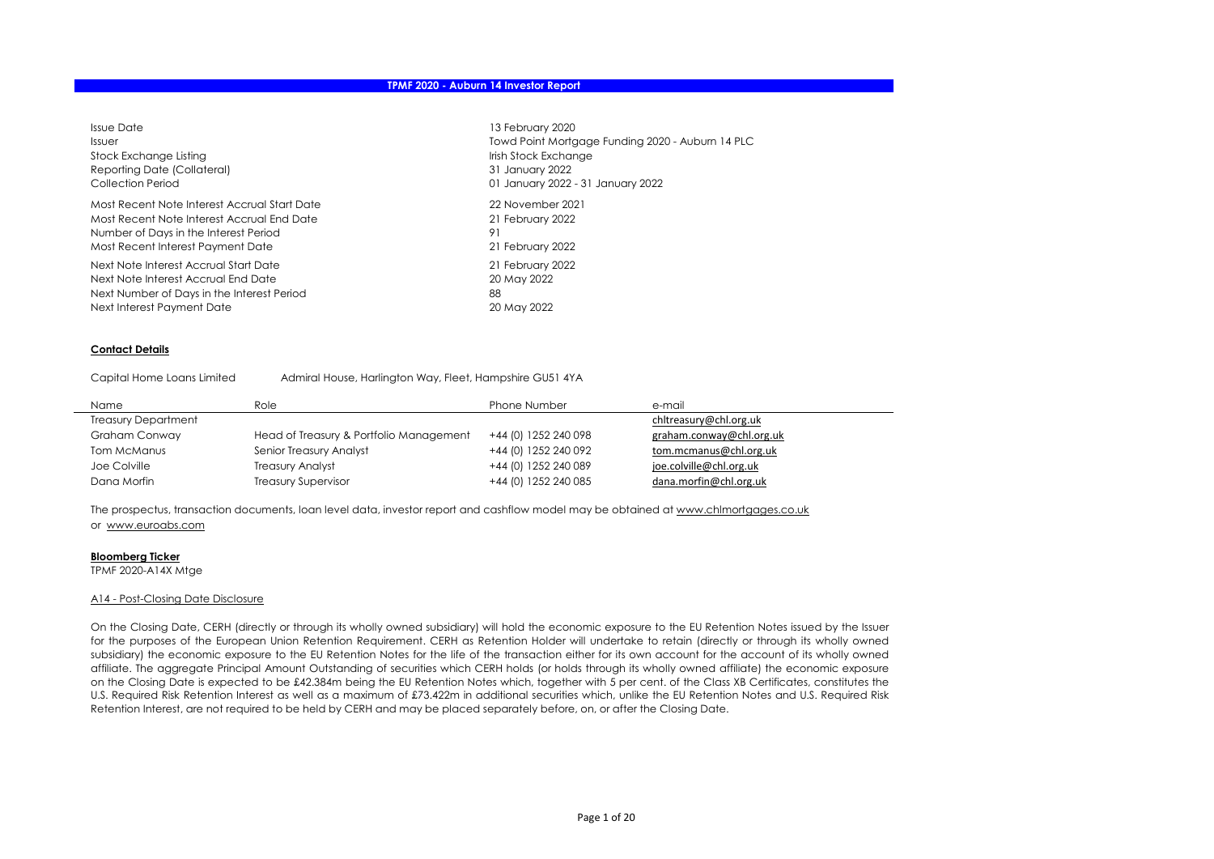# TPMF 2020 - Auburn 14 Investor Report

| | |
|---|---|
| Issue Date | 13 February 2020 |
| Issuer | Towd Point Mortgage Funding 2020 - Auburn 14 PLC |
| Stock Exchange Listing | Irish Stock Exchange |
| Reporting Date (Collateral) | 31 January 2022 |
| Collection Period | 01 January 2022 - 31 January 2022 |
| Most Recent Note Interest Accrual Start Date | 22 November 2021 |
| Most Recent Note Interest Accrual End Date | 21 February 2022 |
| Number of Days in the Interest Period | 91 |
| Most Recent Interest Payment Date | 21 February 2022 |
| Next Note Interest Accrual Start Date | 21 February 2022 |
| Next Note Interest Accrual End Date | 20 May 2022 |
| Next Number of Days in the Interest Period | 88 |
| Next Interest Payment Date | 20 May 2022 |

## Contact Details

Capital Home Loans Limited Admiral House, Harlington Way, Fleet, Hampshire GU51 4YA

| Name | Role | Phone Number | e-mail |
|---|---|---|---|
| Treasury Department | | | chltreasury@chl.org.uk |
| Graham Conway | Head of Treasury & Portfolio Management | +44 (0) 1252 240 098 | graham.conway@chl.org.uk |
| Tom McManus | Senior Treasury Analyst | +44 (0) 1252 240 092 | tom.mcmanus@chl.org.uk |
| Joe Colville | Treasury Analyst | +44 (0) 1252 240 089 | joe.colville@chl.org.uk |
| Dana Morfin | Treasury Supervisor | +44 (0) 1252 240 085 | dana.morfin@chl.org.uk |

The prospectus, transaction documents, loan level data, investor report and cashflow model may be obtained at www.chlmortgages.co.uk or www.euroabs.com

## Bloomberg Ticker

TPMF 2020-A14X Mtge

### A14 - Post-Closing Date Disclosure

On the Closing Date, CERH (directly or through its wholly owned subsidiary) will hold the economic exposure to the EU Retention Notes issued by the Issuer for the purposes of the European Union Retention Requirement. CERH as Retention Holder will undertake to retain (directly or through its wholly owned subsidiary) the economic exposure to the EU Retention Notes for the life of the transaction either for its own account for the account of its wholly owned affiliate. The aggregate Principal Amount Outstanding of securities which CERH holds (or holds through its wholly owned affiliate) the economic exposure on the Closing Date is expected to be £42.384m being the EU Retention Notes which, together with 5 per cent. of the Class XB Certificates, constitutes the U.S. Required Risk Retention Interest as well as a maximum of £73.422m in additional securities which, unlike the EU Retention Notes and U.S. Required Risk Retention Interest, are not required to be held by CERH and may be placed separately before, on, or after the Closing Date.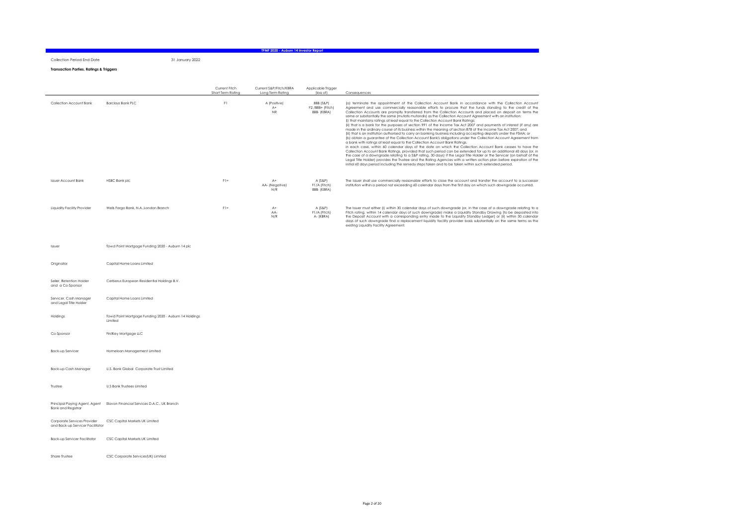## TPMF 2020 - Auburn 14 Investor Report

Collection Period End Date: 31 January 2022

**Transaction Parties, Ratings & Triggers**

| | | Current Fitch Short Term Rating | Current S&P/Fitch/KBRA Long Term Rating | Applicable Trigger (loss of) | Consequences |
|---|---|---|---|---|---|
| Collection Account Bank | Barclays Bank PLC | F1 | A (Positive)<br>A+<br>NR | BBB (S&P)<br>F2 /BBB+ (Fitch)<br>BBB- (KBRA) | (a) terminate the appointment of the Collection Account Bank in accordance with the Collection Account Agreement and use commercially reasonable efforts to procure that the funds standing to the credit of the Collection Accounts are promptly transferred from the Collection Accounts and placed on deposit on terms the same or substantially the same (mutatis mutandis) as the Collection Account Agreement with an institution:<br>(i) that maintains ratings at least equal to the Collection Account Bank Ratings;<br>(ii) that is a bank for the purposes of section 991 of the Income Tax Act 2007 and payments of interest (if any) are made in the ordinary course of its business within the meaning of section 878 of the Income Tax Act 2007; and<br>(iii) that is an institution authorised to carry on banking business including accepting deposits under the FSMA; or<br>(b) obtain a guarantee of the Collection Account Bank's obligations under the Collection Account Agreement from a bank with ratings at least equal to the Collection Account Bank Ratings,<br>in each case, within 60 calendar days of the date on which the Collection Account Bank ceases to have the Collection Account Bank Ratings, provided that such period can be extended for up to an additional 60 days (or, in the case of a downgrade relating to a S&P rating, 30 days) if the Legal Title Holder or the Servicer (on behalf of the Legal Title Holder) provides the Trustee and the Rating Agencies with a written action plan before expiration of the initial 60 days period including the remedy steps taken and to be taken within such extended period. |
| Issuer Account Bank | HSBC Bank plc | F1+ | A+<br>AA- (Negative)<br>N/R | A (S&P)<br>F1/A (Fitch)<br>BBB- (KBRA) | The Issuer shall use commercially reasonable efforts to close the account and transfer the account to a successor institution within a period not exceeding 60 calendar days from the first day on which such downgrade occurred. |
| Liquidity Facility Provider | Wells Fargo Bank, N.A.,London Branch | F1+ | A+<br>AA-<br>N/R | A (S&P)<br>F1/A (Fitch)<br>A- (KBRA) | The Issuer must either (i) within 30 calendar days of such downgrade (or, in the case of a downgrade relating to a Fitch rating, within 14 calendar days of such downgrade) make a Liquidity Standby Drawing (to be deposited into the Deposit Account with a corresponding entry made to the Liquidity Standby Ledger) or (ii) within 30 calendar days of such downgrade find a replacement liquidity facility provider basis substantially on the same terms as the existing Liquidity Facility Agreement. |
| Issuer | Towd Point Mortgage Funding 2020 - Auburn 14 plc | | | | |
| Originator | Capital Home Loans Limited | | | | |
| Seller, Retention Holder and a Co-Sponsor | Cerberus European Residential Holdings B.V. | | | | |
| Servicer, Cash Manager and Legal Title Holder | Capital Home Loans Limited | | | | |
| Holdings | Towd Point Mortgage Funding 2020 - Auburn 14 Holdings Limited | | | | |
| Co-Sponsor | FirstKey Mortgage LLC | | | | |
| Back-up Servicer | Homeloan Management Limited | | | | |
| Back-up Cash Manager | U.S. Bank Global Corporate Trust Limited | | | | |
| Trustee | U.S Bank Trustees Limited | | | | |
| Principal Paying Agent, Agent Bank and Registrar | Elavon Financial Services D.A.C., UK Branch | | | | |
| Corporate Services Provider and Back-up Servicer Facilitator | CSC Capital Markets UK Limited | | | | |
| Back-up Servicer Facilitator | CSC Capital Markets UK Limited | | | | |
| Share Trustee | CSC Corporate Services(UK) Limited | | | | |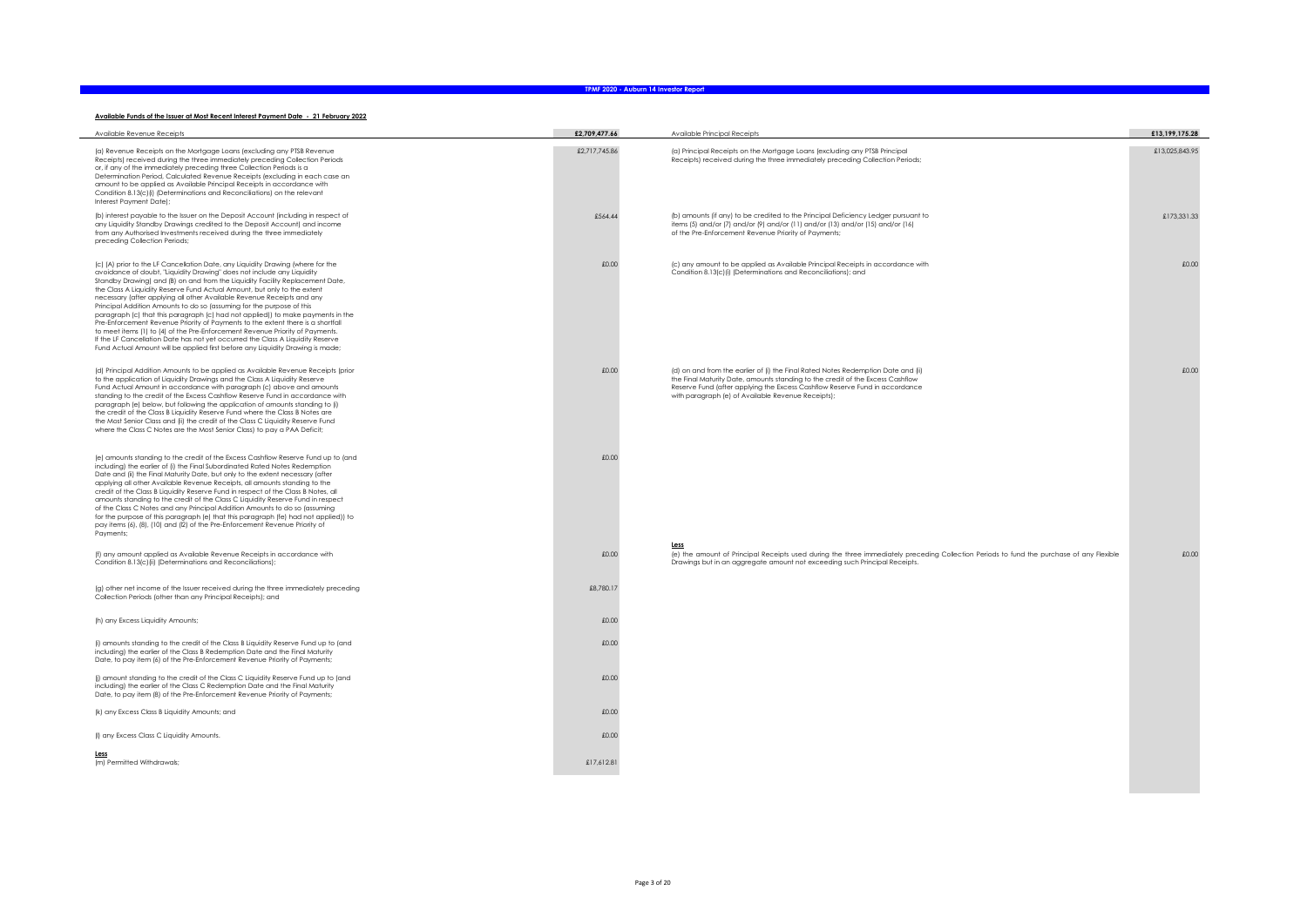**Available Funds of the Issuer at Most Recent Interest Payment Date - 21 February 2022**

| Available Revenue Receipts | £2,709,477.66 |
|---|---|
| (a) Revenue Receipts on the Mortgage Loans (excluding any PTSB Revenue Receipts) received during the three immediately preceding Collection Periods or, if any of the immediately preceding three Collection Periods is a Determination Period, Calculated Revenue Receipts (excluding in each case an amount to be applied as Available Principal Receipts in accordance with Condition 8.13(c)(i) (Determinations and Reconciliations) on the relevant Interest Payment Date); | £2,717,745.86 |
| (b) interest payable to the Issuer on the Deposit Account (including in respect of any Liquidity Standby Drawings credited to the Deposit Account) and income from any Authorised Investments received during the three immediately preceding Collection Periods; | £564.44 |
| (c) (A) prior to the LF Cancellation Date, any Liquidity Drawing (where for the avoidance of doubt, "Liquidity Drawing" does not include any Liquidity Standby Drawing) and (B) on and from the Liquidity Facility Replacement Date, the Class A Liquidity Reserve Fund Actual Amount, but only to the extent necessary (after applying all other Available Revenue Receipts and any Principal Addition Amounts to do so (assuming for the purpose of this paragraph (c) that this paragraph (c) had not applied)) to make payments in the Pre-Enforcement Revenue Priority of Payments to the extent there is a shortfall to meet items (1) to (4) of the Pre-Enforcement Revenue Priority of Payments. If the LF Cancellation Date has not yet occurred the Class A Liquidity Reserve Fund Actual Amount will be applied first before any Liquidity Drawing is made; | £0.00 |
| (d) Principal Addition Amounts to be applied as Available Revenue Receipts (prior to the application of Liquidity Drawings and the Class A Liquidity Reserve Fund Actual Amount in accordance with paragraph (c) above and amounts standing to the credit of the Excess Cashflow Reserve Fund in accordance with paragraph (e) below, but following the application of amounts standing to (i) the credit of the Class B Liquidity Reserve Fund where the Class B Notes are the Most Senior Class and (ii) the credit of the Class C Liquidity Reserve Fund where the Class C Notes are the Most Senior Class) to pay a PAA Deficit; | £0.00 |
| (e) amounts standing to the credit of the Excess Cashflow Reserve Fund up to (and including) the earlier of (i) the Final Subordinated Rated Notes Redemption Date and (ii) the Final Maturity Date, but only to the extent necessary (after applying all other Available Revenue Receipts, all amounts standing to the credit of the Class B Liquidity Reserve Fund in respect of the Class B Notes, all amounts standing to the credit of the Class C Liquidity Reserve Fund in respect of the Class C Notes and any Principal Addition Amounts to do so (assuming for the purpose of this paragraph (e) that this paragraph (fe) had not applied)) to pay items (6), (8), (10) and (I2) of the Pre-Enforcement Revenue Priority of Payments; | £0.00 |
| (f) any amount applied as Available Revenue Receipts in accordance with Condition 8.13(c)(ii) (Determinations and Reconciliations); | £0.00 |
| (g) other net income of the Issuer received during the three immediately preceding Collection Periods (other than any Principal Receipts); and | £8,780.17 |
| (h) any Excess Liquidity Amounts; | £0.00 |
| (i) amounts standing to the credit of the Class B Liquidity Reserve Fund up to (and including) the earlier of the Class B Redemption Date and the Final Maturity Date, to pay item (6) of the Pre-Enforcement Revenue Priority of Payments; | £0.00 |
| (j) amount standing to the credit of the Class C Liquidity Reserve Fund up to (and including) the earlier of the Class C Redemption Date and the Final Maturity Date, to pay item (8) of the Pre-Enforcement Revenue Priority of Payments; | £0.00 |
| (k) any Excess Class B Liquidity Amounts; and | £0.00 |
| (l) any Excess Class C Liquidity Amounts. | £0.00 |
| **Less** | |
| (m) Permitted Withdrawals; | £17,612.81 |

| Available Principal Receipts | £13,199,175.28 |
|---|---|
| (a) Principal Receipts on the Mortgage Loans (excluding any PTSB Principal Receipts) received during the three immediately preceding Collection Periods; | £13,025,843.95 |
| (b) amounts (if any) to be credited to the Principal Deficiency Ledger pursuant to items (5) and/or (7) and/or (9) and/or (11) and/or (13) and/or (15) and/or (16) of the Pre-Enforcement Revenue Priority of Payments; | £173,331.33 |
| (c) any amount to be applied as Available Principal Receipts in accordance with Condition 8.13(c)(i) (Determinations and Reconciliations); and | £0.00 |
| (d) on and from the earlier of (i) the Final Rated Notes Redemption Date and (ii) the Final Maturity Date, amounts standing to the credit of the Excess Cashflow Reserve Fund (after applying the Excess Cashflow Reserve Fund in accordance with paragraph (e) of Available Revenue Receipts); | £0.00 |
| **Less** | |
| (e) the amount of Principal Receipts used during the three immediately preceding Collection Periods to fund the purchase of any Flexible Drawings but in an aggregate amount not exceeding such Principal Receipts. | £0.00 |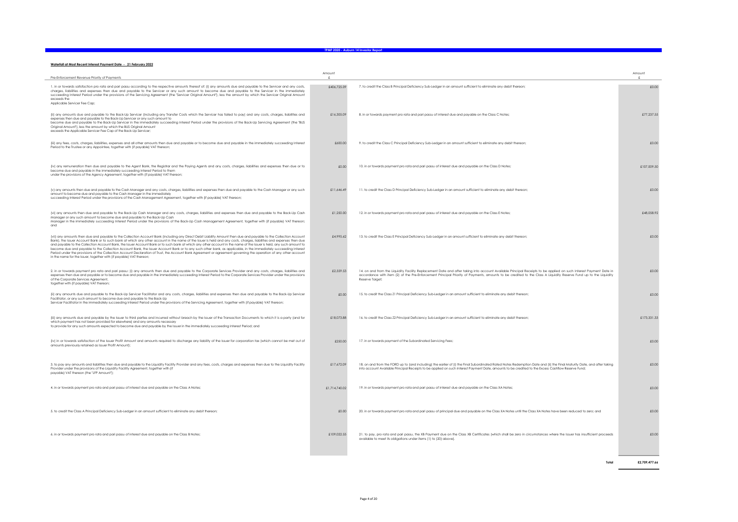## Waterfall at Most Recent Interest Payment Date - 21 February 2022

| Pre-Enforcement Revenue Priority of Payments | Amount £ |
|---|---|
| 1. in or towards satisfaction pro rata and pari passu according to the respective amounts thereof of: (i) any amounts due and payable to the Servicer and any costs, charges, liabilities and expenses then due and payable to the Servicer or any such amount to become due and payable to the Servicer in the immediately succeeding Interest Period under the provisions of the Servicing Agreement (the "Servicer Original Amount"), less the amount by which the Servicer Original Amount exceeds the Applicable Servicer Fee Cap; | £406,725.09 |
| (ii) any amounts due and payable to the Back-Up Servicer (including any Transfer Costs which the Servicer has failed to pay) and any costs, charges, liabilities and expenses then due and payable to the Back-Up Servicer or any such amount to become due and payable to the Back-Up Servicer in the immediately succeeding Interest Period under the provisions of the Back-Up Servicing Agreement (the "BUS Original Amount"), less the amount by which the BUS Original Amount exceeds the Applicable Servicer Fee Cap of the Back-Up Servicer; | £16,305.09 |
| (iii) any fees, costs, charges, liabilities, expenses and all other amounts then due and payable or to become due and payable in the immediately succeeding Interest Period to the Trustee or any Appointee, together with (if payable) VAT thereon; | £600.00 |
| (iv) any remuneration then due and payable to the Agent Bank, the Registrar and the Paying Agents and any costs, charges, liabilities and expenses then due or to become due and payable in the immediately succeeding Interest Period to them under the provisions of the Agency Agreement, together with (if payable) VAT thereon; | £0.00 |
| (v) any amounts then due and payable to the Cash Manager and any costs, charges, liabilities and expenses then due and payable to the Cash Manager or any such amount to become due and payable to the Cash Manager in the immediately succeeding Interest Period under the provisions of the Cash Management Agreement, together with (if payable) VAT thereon; | £11,646.49 |
| (vi) any amounts then due and payable to the Back-Up Cash Manager and any costs, charges, liabilities and expenses then due and payable to the Back-Up Cash Manager or any such amount to become due and payable to the Back-Up Cash Manager in the immediately succeeding Interest Period under the provisions of the Back-Up Cash Management Agreement, together with (if payable) VAT thereon; and | £1,250.00 |
| (vii) any amounts then due and payable to the Collection Account Bank (including any Direct Debit Liability Amount then due and payable to the Collection Account Bank), the Issuer Account Bank or to such bank at which any other account in the name of the Issuer is held and any costs, charges, liabilities and expenses then due and payable to the Collection Account Bank, the Issuer Account Bank or to such bank at which any other account in the name of the Issuer is held, any such amount to become due and payable to the Collection Account Bank, the Issuer Account Bank or to any such other bank, as applicable, in the immediately succeeding Interest Period under the provisions of the Collection Account Declaration of Trust, the Account Bank Agreement or agreement governing the operation of any other account in the name for the Issuer, together with (if payable) VAT thereon; | £4,995.62 |
| 2. in or towards payment pro rata and pari passu: (i) any amounts then due and payable to the Corporate Services Provider and any costs, charges, liabilities and expenses then due and payable or to become due and payable in the immediately succeeding Interest Period to the Corporate Services Provider under the provisions of the Corporate Services Agreement, together with (if payable) VAT thereon; | £2,559.53 |
| (ii) any amounts due and payable to the Back-Up Servicer Facilitator and any costs, charges, liabilities and expenses then due and payable to the Back-Up Servicer Facilitator, or any such amount to become due and payable to the Back-Up Servicer Facilitator in the immediately succeeding Interest Period under the provisions of the Servicing Agreement, together with (if payable) VAT thereon; | £0.00 |
| (iii) any amounts due and payable by the Issuer to third parties and incurred without breach by the Issuer of the Transaction Documents to which it is a party (and for which payment has not been provided for elsewhere) and any amounts necessary to provide for any such amounts expected to become due and payable by the Issuer in the immediately succeeding Interest Period; and | £18,073.88 |
| (iv) in or towards satisfaction of the Issuer Profit Amount and amounts required to discharge any liability of the Issuer for corporation tax (which cannot be met out of amounts previously retained as Issuer Profit Amount); | £250.00 |
| 3. to pay any amounts and liabilities then due and payable to the Liquidity Facility Provider and any fees, costs, charges and expenses then due to the Liquidity Facility Provider under the provisions of the Liquidity Facility Agreement, together with (if payable) VAT thereon (the "LFP Amount"); | £17,672.09 |
| 4. in or towards payment pro rata and pari passu of interest due and payable on the Class A Notes; | £1,714,740.02 |
| 5. to credit the Class A Principal Deficiency Sub-Ledger in an amount sufficient to eliminate any debit thereon; | £0.00 |
| 6. in or towards payment pro rata and pari passu of interest due and payable on the Class B Notes; | £109,022.55 |
| 7. to credit the Class B Principal Deficiency Sub-Ledger in an amount sufficient to eliminate any debit thereon; | £0.00 |
| 8. in or towards payment pro rata and pari passu of interest due and payable on the Class C Notes; | £77,237.55 |
| 9. to credit the Class C Principal Deficiency Sub-Ledger in an amount sufficient to eliminate any debit thereon; | £0.00 |
| 10. in or towards payment pro rata and pari passu of interest due and payable on the Class D Notes; | £107,009.50 |
| 11. to credit the Class D Principal Deficiency Sub-Ledger in an amount sufficient to eliminate any debit thereon; | £0.00 |
| 12. in or towards payment pro rata and pari passu of interest due and payable on the Class E Notes; | £48,058.92 |
| 13. to credit the Class E Principal Deficiency Sub-Ledger in an amount sufficient to eliminate any debit thereon; | £0.00 |
| 14. on and from the Liquidity Facility Replacement Date and after taking into account Available Principal Receipts to be applied on such Interest Payment Date in accordance with item (2) of the Pre-Enforcement Principal Priority of Payments, amounts to be credited to the Class A Liquidity Reserve Fund up to the Liquidity Reserve Target; | £0.00 |
| 15. to credit the Class Z1 Principal Deficiency Sub-Ledger in an amount sufficient to eliminate any debit thereon; | £0.00 |
| 16. to credit the Class Z2 Principal Deficiency Sub-Ledger in an amount sufficient to eliminate any debit thereon; | £173,331.33 |
| 17. in or towards payment of the Subordinated Servicing Fees; | £0.00 |
| 18. on and from the FORD up to (and including) the earlier of (i) the Final Subordinated Rated Notes Redemption Date and (ii) the Final Maturity Date, and after taking into account Available Principal Receipts to be applied on such Interest Payment Date, amounts to be credited to the Excess Cashflow Reserve Fund; | £0.00 |
| 19. in or towards payment pro rata and pari passu of interest due and payable on the Class XA Notes; | £0.00 |
| 20. in or towards payment pro rata and pari passu of principal due and payable on the Class XA Notes until the Class XA Notes have been reduced to zero; and | £0.00 |
| 21. to pay, pro rata and pari passu, the XB Payment due on the Class XB Certificates (which shall be zero in circumstances where the Issuer has insufficient proceeds available to meet its obligations under items (1) to (20) above). | £0.00 |
| **Total** | **£2,709,477.66** |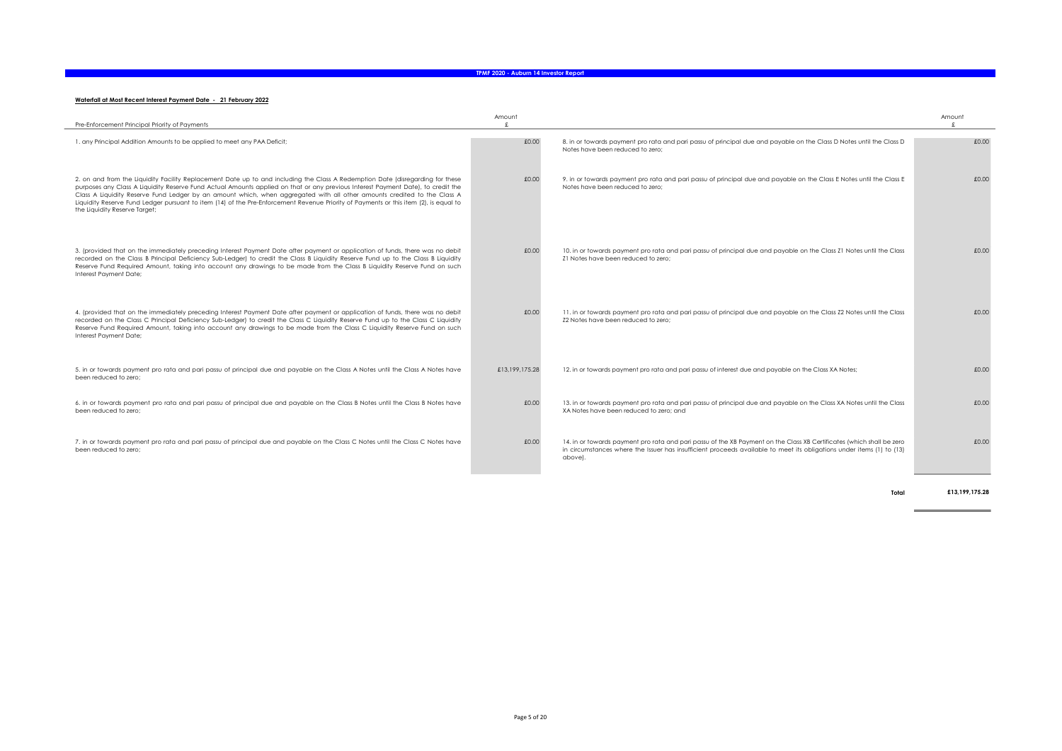**Waterfall at Most Recent Interest Payment Date - 21 February 2022**

| Pre-Enforcement Principal Priority of Payments | Amount £ |
|---|---|
| 1. any Principal Addition Amounts to be applied to meet any PAA Deficit; | £0.00 |
| 2. on and from the Liquidity Facility Replacement Date up to and including the Class A Redemption Date (disregarding for these purposes any Class A Liquidity Reserve Fund Actual Amounts applied on that or any previous Interest Payment Date), to credit the Class A Liquidity Reserve Fund Ledger by an amount which, when aggregated with all other amounts credited to the Class A Liquidity Reserve Fund Ledger pursuant to item (14) of the Pre-Enforcement Revenue Priority of Payments or this item (2), is equal to the Liquidity Reserve Target; | £0.00 |
| 3. (provided that on the immediately preceding Interest Payment Date after payment or application of funds, there was no debit recorded on the Class B Principal Deficiency Sub-Ledger) to credit the Class B Liquidity Reserve Fund up to the Class B Liquidity Reserve Fund Required Amount, taking into account any drawings to be made from the Class B Liquidity Reserve Fund on such Interest Payment Date; | £0.00 |
| 4. (provided that on the immediately preceding Interest Payment Date after payment or application of funds, there was no debit recorded on the Class C Principal Deficiency Sub-Ledger) to credit the Class C Liquidity Reserve Fund up to the Class C Liquidity Reserve Fund Required Amount, taking into account any drawings to be made from the Class C Liquidity Reserve Fund on such Interest Payment Date; | £0.00 |
| 5. in or towards payment pro rata and pari passu of principal due and payable on the Class A Notes until the Class A Notes have been reduced to zero; | £13,199,175.28 |
| 6. in or towards payment pro rata and pari passu of principal due and payable on the Class B Notes until the Class B Notes have been reduced to zero; | £0.00 |
| 7. in or towards payment pro rata and pari passu of principal due and payable on the Class C Notes until the Class C Notes have been reduced to zero; | £0.00 |
| 8. in or towards payment pro rata and pari passu of principal due and payable on the Class D Notes until the Class D Notes have been reduced to zero; | £0.00 |
| 9. in or towards payment pro rata and pari passu of principal due and payable on the Class E Notes until the Class E Notes have been reduced to zero; | £0.00 |
| 10. in or towards payment pro rata and pari passu of principal due and payable on the Class Z1 Notes until the Class Z1 Notes have been reduced to zero; | £0.00 |
| 11. in or towards payment pro rata and pari passu of principal due and payable on the Class Z2 Notes until the Class Z2 Notes have been reduced to zero; | £0.00 |
| 12. in or towards payment pro rata and pari passu of interest due and payable on the Class XA Notes; | £0.00 |
| 13. in or towards payment pro rata and pari passu of principal due and payable on the Class XA Notes until the Class XA Notes have been reduced to zero; and | £0.00 |
| 14. in or towards payment pro rata and pari passu of the XB Payment on the Class XB Certificates (which shall be zero in circumstances where the Issuer has insufficient proceeds available to meet its obligations under items (1) to (13) above). | £0.00 |
| **Total** | **£13,199,175.28** |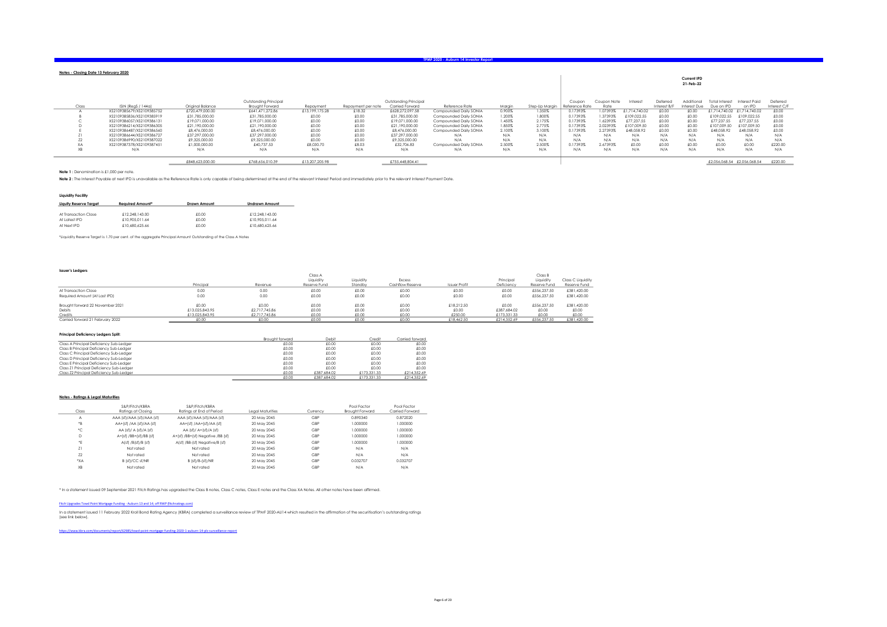# TPMF 2020 - Auburn 14 Investor Report

## Notes - Closing Date 13 February 2020

**Current IPD 21-Feb-22**

| Class | ISIN (RegS / 144a) | Original Balance | Outstanding Principal Brought Forward | Repayment | Repayment per note | Outstanding Principal Carried Forward | Reference Rate | Margin | Step-Up Margin | Coupon Reference Rate | Coupon Note Rate | Interest | Deferred Interest B/F | Additional Interest Due | Total Interest Due on IPD | Interest Paid on IPD | Deferred Interest C/F |
|---|---|---|---|---|---|---|---|---|---|---|---|---|---|---|---|---|---|
| A | XS2109385679/XS2109385752 | £720,479,000.00 | £641,471,272.86 | £13,199,175.28 | £18.32 | £628,272,097.58 | Compounded Daily SONIA | 0.900% | 1.350% | 0.17393% | 1.07393% | £1,714,740.02 | £0.00 | £0.00 | £1,714,740.02 | £1,714,740.02 | £0.00 |
| B | XS2109385836/XS2109385919 | £31,785,000.00 | £31,785,000.00 | £0.00 | £0.00 | £31,785,000.00 | Compounded Daily SONIA | 1.200% | 1.800% | 0.17393% | 1.37393% | £109,022.55 | £0.00 | £0.00 | £109,022.55 | £109,022.55 | £0.00 |
| C | XS2109386057/XS2109386131 | £19,071,000.00 | £19,071,000.00 | £0.00 | £0.00 | £19,071,000.00 | Compounded Daily SONIA | 1.450% | 2.175% | 0.17393% | 1.62393% | £77,237.55 | £0.00 | £0.00 | £77,237.55 | £77,237.55 | £0.00 |
| D | XS2109386214/XS2109386305 | £21,190,000.00 | £21,190,000.00 | £0.00 | £0.00 | £21,190,000.00 | Compounded Daily SONIA | 1.850% | 2.775% | 0.17393% | 2.02393% | £107,009.50 | £0.00 | £0.00 | £107,009.50 | £107,009.50 | £0.00 |
| E | XS2109386487/XS2109386560 | £8,476,000.00 | £8,476,000.00 | £0.00 | £0.00 | £8,476,000.00 | Compounded Daily SONIA | 2.100% | 3.100% | 0.17393% | 2.27393% | £48,058.92 | £0.00 | £0.00 | £48,058.92 | £48,058.92 | £0.00 |
| Z1 | XS2109386644/XS2109386727 | £37,297,000.00 | £37,297,000.00 | £0.00 | £0.00 | £37,297,000.00 | N/A | N/A | N/A | N/A | N/A | N/A | N/A | N/A | N/A | N/A | N/A |
| Z2 | XS2109386990/XS2109387022 | £9,325,000.00 | £9,325,000.00 | £0.00 | £0.00 | £9,325,000.00 | N/A | N/A | N/A | N/A | N/A | N/A | N/A | N/A | N/A | N/A | N/A |
| XA | XS2109387378/XS2109387451 | £1,000,000.00 | £40,737.53 | £8,030.70 | £8.03 | £32,706.83 | Compounded Daily SONIA | 2.500% | 2.500% | 0.17393% | 2.67393% | £0.00 | £0.00 | £0.00 | £0.00 | £0.00 | £220.00 |
| XB | N/A | N/A | N/A | N/A | N/A | N/A | N/A | N/A | N/A | N/A | N/A | N/A | N/A | N/A | N/A | N/A | N/A |
| | | £848,623,000.00 | £768,656,010.39 | £13,207,205.98 | | £755,448,804.41 | | | | | | | | | £2,056,068.54 | £2,056,068.54 | £220.00 |

**Note 1 :** Denomination is £1,000 per note.

**Note 2 :** The Interest Payable at next IPD is unavailable as the Reference Rate is only capable of being determined at the end of the relevant Interest Period and immediately prior to the relevant Interest Payment Date.

## Liquidity Facility

| Liquity Reserve Target | Required Amount* | Drawn Amount | Undrawn Amount |
|---|---|---|---|
| At Transaction Close | £12,248,143.00 | £0.00 | £12,248,143.00 |
| At Latest IPD | £10,905,011.64 | £0.00 | £10,905,011.64 |
| At Next IPD | £10,680,625.66 | £0.00 | £10,680,625.66 |

*Liquidity Reserve Target is 1.70 per cent. of the aggregate Principal Amount Outstanding of the Class A Notes

## Issuer's Ledgers

| | Principal | Revenue | Class A Liquidity Reserve Fund | Liquidity Standby | Excess Cashflow Reserve | Issuer Profit | Principal Deficiency | Class B Liquidity Reserve Fund | Class C Liquidity Reserve Fund |
|---|---|---|---|---|---|---|---|---|---|
| At Transaction Close | 0.00 | 0.00 | £0.00 | £0.00 | £0.00 | £0.00 | £0.00 | £556,237.50 | £381,420.00 |
| Required Amount (At Last IPD) | 0.00 | 0.00 | £0.00 | £0.00 | £0.00 | £0.00 | £0.00 | £556,237.50 | £381,420.00 |
| Brought forward 22 November 2021 | £0.00 | £0.00 | £0.00 | £0.00 | £0.00 | £18,212.50 | £0.00 | £556,237.50 | £381,420.00 |
| Debits | £13,025,843.95 | £2,717,745.86 | £0.00 | £0.00 | £0.00 | £0.00 | £387,684.02 | £0.00 | £0.00 |
| Credits | £13,025,843.95 | £2,717,745.86 | £0.00 | £0.00 | £0.00 | £250.00 | £173,331.33 | £0.00 | £0.00 |
| Carried forward 21 February 2022 | £0.00 | £0.00 | £0.00 | £0.00 | £0.00 | £18,462.50 | £214,352.69 | £556,237.50 | £381,420.00 |

### Principal Deficiency Ledgers Split:

| | Brought forward | Debit | Credit | Carried forward |
|---|---|---|---|---|
| Class A Principal Deficiency Sub-Ledger | £0.00 | £0.00 | £0.00 | £0.00 |
| Class B Principal Deficiency Sub-Ledger | £0.00 | £0.00 | £0.00 | £0.00 |
| Class C Principal Deficiency Sub-Ledger | £0.00 | £0.00 | £0.00 | £0.00 |
| Class D Principal Deficiency Sub-Ledger | £0.00 | £0.00 | £0.00 | £0.00 |
| Class E Principal Deficiency Sub-Ledger | £0.00 | £0.00 | £0.00 | £0.00 |
| Class Z1 Principal Deficiency Sub-Ledger | £0.00 | £0.00 | £0.00 | £0.00 |
| Class Z2 Principal Deficiency Sub-Ledger | £0.00 | £387,684.02 | £173,331.33 | £214,352.69 |
| | £0.00 | £387,684.02 | £173,331.33 | £214,352.69 |

## Notes - Ratings & Legal Maturities

| Class | S&P/Fitch/KBRA Ratings at Closing | S&P/Fitch/KBRA Ratings at End of Period | Legal Maturities | Currency | Pool Factor Brought Forward | Pool Factor Carried Forward |
|---|---|---|---|---|---|---|
| A | AAA (sf)/AAA (sf)/AAA (sf) | AAA (sf)/AAA (sf)/AAA (sf) | 20 May 2045 | GBP | 0.890340 | 0.872020 |
| *B | AA+(sf) /AA (sf)/AA (sf) | AA+(sf) /AA+(sf)/AA (sf) | 20 May 2045 | GBP | 1.000000 | 1.000000 |
| *C | AA (sf)/ A (sf)/A (sf) | AA (sf)/ A+(sf)/A (sf) | 20 May 2045 | GBP | 1.000000 | 1.000000 |
| D | A+(sf) /BB+(sf)/BB (sf) | A+(sf) /BB+(sf) Negative /BB (sf) | 20 May 2045 | GBP | 1.000000 | 1.000000 |
| *E | A(sf) /B(sf)/B (sf) | A(sf) /BB-(sf) Negative/B (sf) | 20 May 2045 | GBP | 1.000000 | 1.000000 |
| Z1 | Not rated | Not rated | 20 May 2045 | GBP | N/A | N/A |
| Z2 | Not rated | Not rated | 20 May 2045 | GBP | N/A | N/A |
| *XA | B (sf)/CC sf/NR | B (sf)/B-(sf)/NR | 20 May 2045 | GBP | 0.032707 | 0.032707 |
| XB | Not rated | Not rated | 20 May 2045 | GBP | N/A | N/A |

* In a statement issued 09 September 2021 Fitch Ratings has upgraded the Class B notes, Class C notes, Class E notes and the Class XA Notes. All other notes have been affirmed.

Fitch Upgrades Towd Point Mortgage Funding - Auburn 13 and 14; off RWP (fitchratings.com)

In a statement issued 11 February 2022 Kroll Bond Rating Agency (KBRA) completed a surveillance review of TPMF 2020-AU14 which resulted in the affirmation of the securitisation's outstanding ratings (see link below).

https://www.kbra.com/documents/report/62985/towd-point-mortgage-funding-2020-1-auburn-14-plc-surveillance-report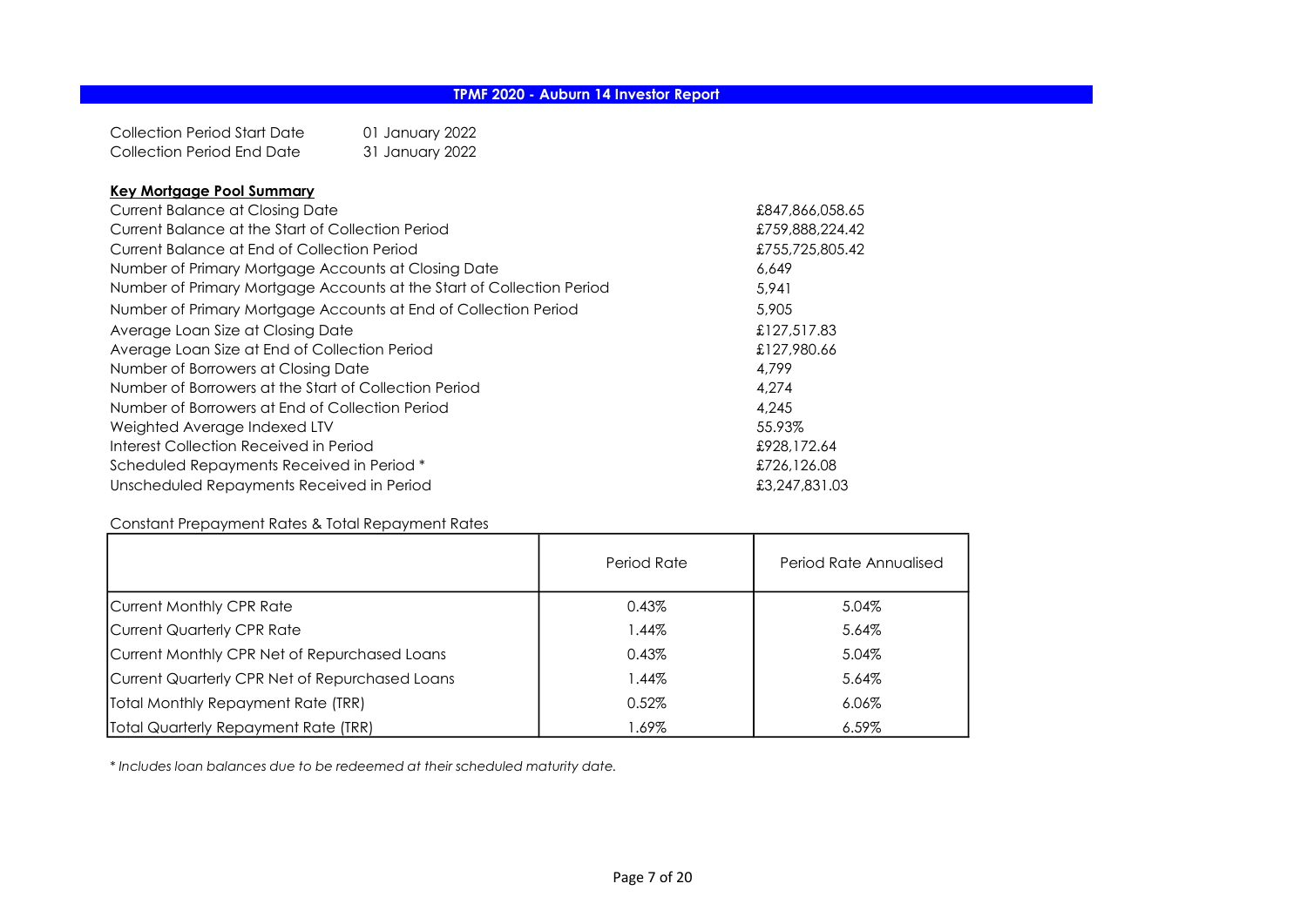# TPMF 2020 - Auburn 14 Investor Report

| | |
|---|---|
| Collection Period Start Date | 01 January 2022 |
| Collection Period End Date | 31 January 2022 |

**Key Mortgage Pool Summary**

| | |
|---|---|
| Current Balance at Closing Date | £847,866,058.65 |
| Current Balance at the Start of Collection Period | £759,888,224.42 |
| Current Balance at End of Collection Period | £755,725,805.42 |
| Number of Primary Mortgage Accounts at Closing Date | 6,649 |
| Number of Primary Mortgage Accounts at the Start of Collection Period | 5,941 |
| Number of Primary Mortgage Accounts at End of Collection Period | 5,905 |
| Average Loan Size at Closing Date | £127,517.83 |
| Average Loan Size at End of Collection Period | £127,980.66 |
| Number of Borrowers at Closing Date | 4,799 |
| Number of Borrowers at the Start of Collection Period | 4,274 |
| Number of Borrowers at End of Collection Period | 4,245 |
| Weighted Average Indexed LTV | 55.93% |
| Interest Collection Received in Period | £928,172.64 |
| Scheduled Repayments Received in Period * | £726,126.08 |
| Unscheduled Repayments Received in Period | £3,247,831.03 |

Constant Prepayment Rates & Total Repayment Rates

| | Period Rate | Period Rate Annualised |
|---|---|---|
| Current Monthly CPR Rate | 0.43% | 5.04% |
| Current Quarterly CPR Rate | 1.44% | 5.64% |
| Current Monthly CPR Net of Repurchased Loans | 0.43% | 5.04% |
| Current Quarterly CPR Net of Repurchased Loans | 1.44% | 5.64% |
| Total Monthly Repayment Rate (TRR) | 0.52% | 6.06% |
| Total Quarterly Repayment Rate (TRR) | 1.69% | 6.59% |

*\* Includes loan balances due to be redeemed at their scheduled maturity date.*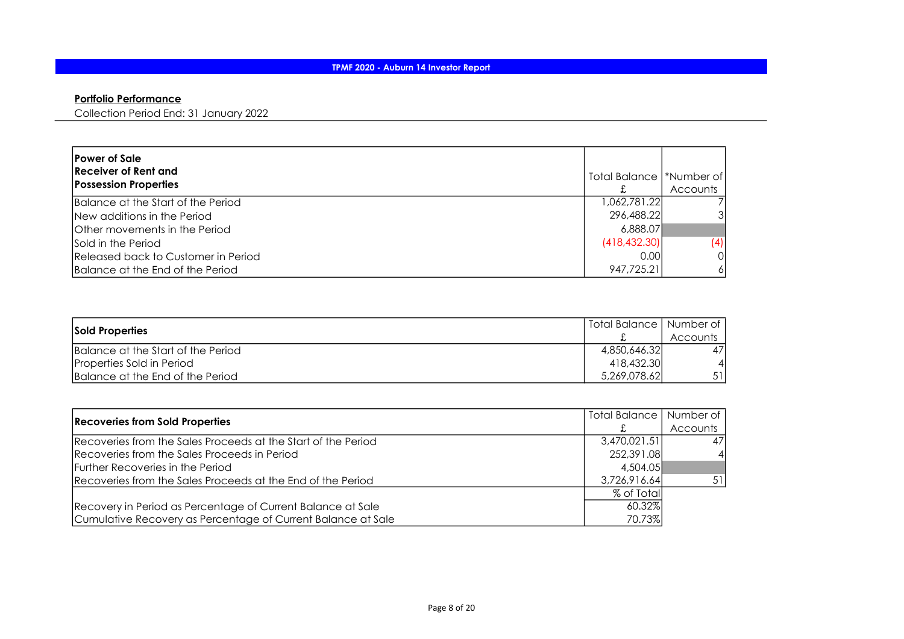**TPMF 2020 - Auburn 14 Investor Report**

## Portfolio Performance

Collection Period End: 31 January 2022

| **Power of Sale Receiver of Rent and Possession Properties** | Total Balance £ | *Number of Accounts |
|---|---|---|
| Balance at the Start of the Period | 1,062,781.22 | 7 |
| New additions in the Period | 296,488.22 | 3 |
| Other movements in the Period | 6,888.07 | |
| Sold in the Period | (418,432.30) | (4) |
| Released back to Customer in Period | 0.00 | 0 |
| Balance at the End of the Period | 947,725.21 | 6 |

| **Sold Properties** | Total Balance £ | Number of Accounts |
|---|---|---|
| Balance at the Start of the Period | 4,850,646.32 | 47 |
| Properties Sold in Period | 418,432.30 | 4 |
| Balance at the End of the Period | 5,269,078.62 | 51 |

| **Recoveries from Sold Properties** | Total Balance £ | Number of Accounts |
|---|---|---|
| Recoveries from the Sales Proceeds at the Start of the Period | 3,470,021.51 | 47 |
| Recoveries from the Sales Proceeds in Period | 252,391.08 | 4 |
| Further Recoveries in the Period | 4,504.05 | |
| Recoveries from the Sales Proceeds at the End of the Period | 3,726,916.64 | 51 |
| | % of Total | |
| Recovery in Period as Percentage of Current Balance at Sale | 60.32% | |
| Cumulative Recovery as Percentage of Current Balance at Sale | 70.73% | |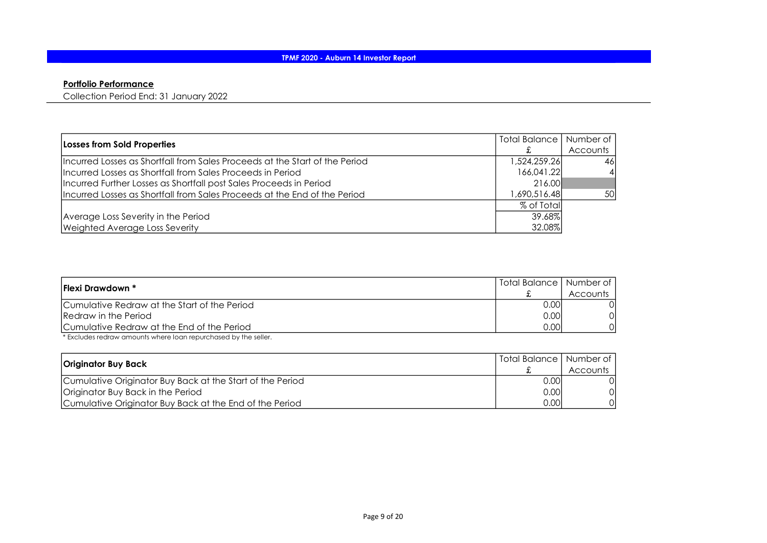**TPMF 2020 - Auburn 14 Investor Report**

**Portfolio Performance**

Collection Period End: 31 January 2022

| **Losses from Sold Properties** | Total Balance £ | Number of Accounts |
|---|---|---|
| Incurred Losses as Shortfall from Sales Proceeds at the Start of the Period | 1,524,259.26 | 46 |
| Incurred Losses as Shortfall from Sales Proceeds in Period | 166,041.22 | 4 |
| Incurred Further Losses as Shortfall post Sales Proceeds in Period | 216.00 | |
| Incurred Losses as Shortfall from Sales Proceeds at the End of the Period | 1,690,516.48 | 50 |
| | % of Total | |
| Average Loss Severity in the Period | 39.68% | |
| Weighted Average Loss Severity | 32.08% | |

| **Flexi Drawdown *** | Total Balance £ | Number of Accounts |
|---|---|---|
| Cumulative Redraw at the Start of the Period | 0.00 | 0 |
| Redraw in the Period | 0.00 | 0 |
| Cumulative Redraw at the End of the Period | 0.00 | 0 |

* Excludes redraw amounts where loan repurchased by the seller.

| **Originator Buy Back** | Total Balance £ | Number of Accounts |
|---|---|---|
| Cumulative Originator Buy Back at the Start of the Period | 0.00 | 0 |
| Originator Buy Back in the Period | 0.00 | 0 |
| Cumulative Originator Buy Back at the End of the Period | 0.00 | 0 |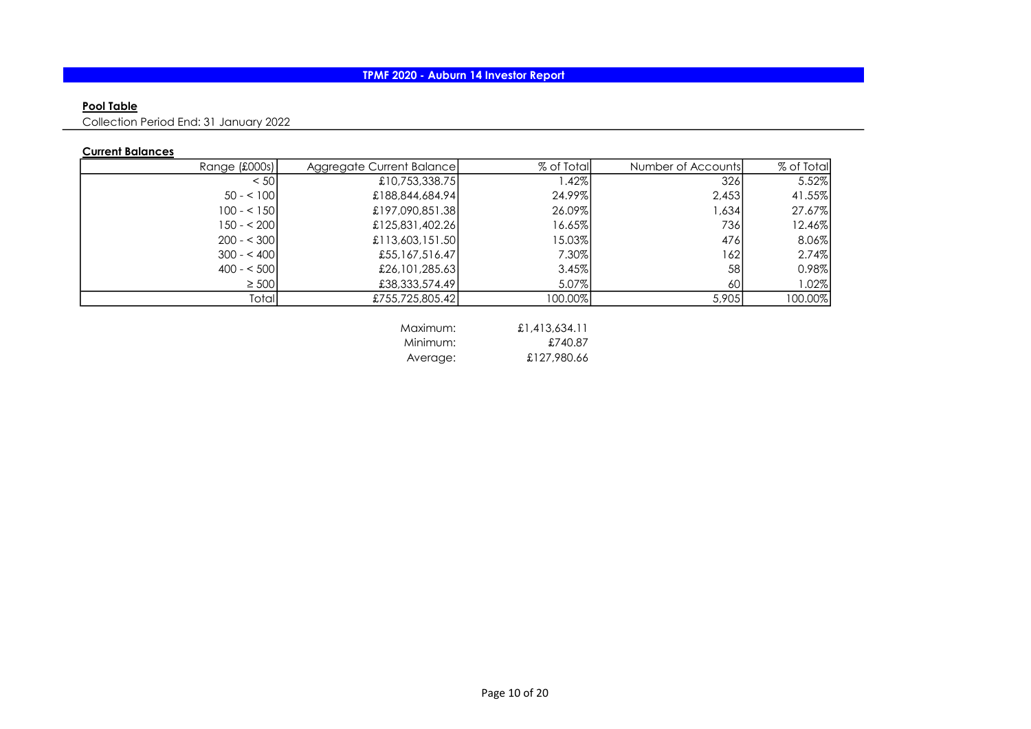# TPMF 2020 - Auburn 14 Investor Report

**Pool Table**

Collection Period End: 31 January 2022

**Current Balances**

| Range (£000s) | Aggregate Current Balance | % of Total | Number of Accounts | % of Total |
|---|---|---|---|---|
| < 50 | £10,753,338.75 | 1.42% | 326 | 5.52% |
| 50 - < 100 | £188,844,684.94 | 24.99% | 2,453 | 41.55% |
| 100 - < 150 | £197,090,851.38 | 26.09% | 1,634 | 27.67% |
| 150 - < 200 | £125,831,402.26 | 16.65% | 736 | 12.46% |
| 200 - < 300 | £113,603,151.50 | 15.03% | 476 | 8.06% |
| 300 - < 400 | £55,167,516.47 | 7.30% | 162 | 2.74% |
| 400 - < 500 | £26,101,285.63 | 3.45% | 58 | 0.98% |
| ≥ 500 | £38,333,574.49 | 5.07% | 60 | 1.02% |
| Total | £755,725,805.42 | 100.00% | 5,905 | 100.00% |

| | |
|---|---|
| Maximum: | £1,413,634.11 |
| Minimum: | £740.87 |
| Average: | £127,980.66 |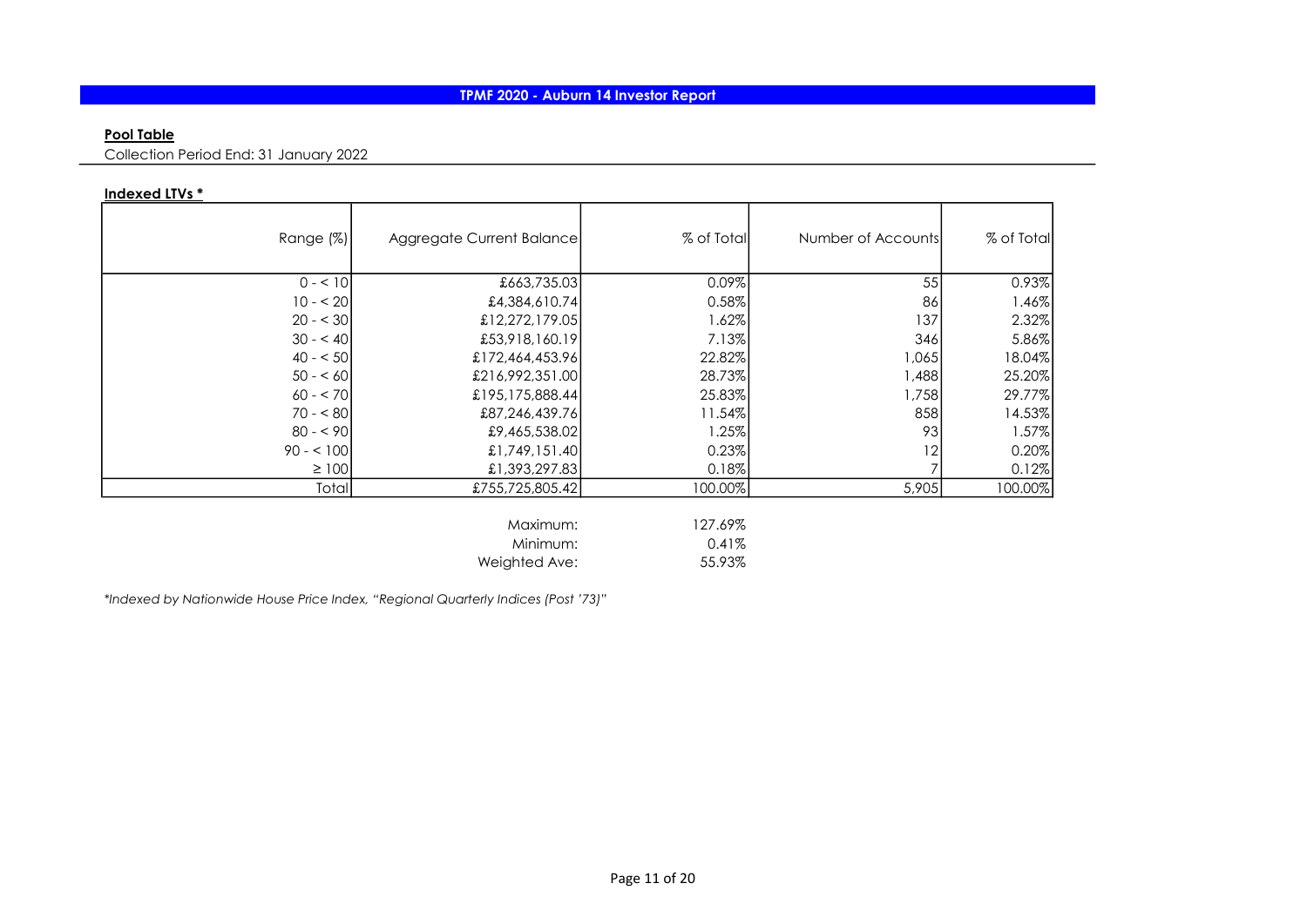# TPMF 2020 - Auburn 14 Investor Report

**Pool Table**

Collection Period End: 31 January 2022

**Indexed LTVs ***

| Range (%) | Aggregate Current Balance | % of Total | Number of Accounts | % of Total |
|---|---|---|---|---|
| 0 - < 10 | £663,735.03 | 0.09% | 55 | 0.93% |
| 10 - < 20 | £4,384,610.74 | 0.58% | 86 | 1.46% |
| 20 - < 30 | £12,272,179.05 | 1.62% | 137 | 2.32% |
| 30 - < 40 | £53,918,160.19 | 7.13% | 346 | 5.86% |
| 40 - < 50 | £172,464,453.96 | 22.82% | 1,065 | 18.04% |
| 50 - < 60 | £216,992,351.00 | 28.73% | 1,488 | 25.20% |
| 60 - < 70 | £195,175,888.44 | 25.83% | 1,758 | 29.77% |
| 70 - < 80 | £87,246,439.76 | 11.54% | 858 | 14.53% |
| 80 - < 90 | £9,465,538.02 | 1.25% | 93 | 1.57% |
| 90 - < 100 | £1,749,151.40 | 0.23% | 12 | 0.20% |
| ≥ 100 | £1,393,297.83 | 0.18% | 7 | 0.12% |
| Total | £755,725,805.42 | 100.00% | 5,905 | 100.00% |

| | |
|---|---|
| Maximum: | 127.69% |
| Minimum: | 0.41% |
| Weighted Ave: | 55.93% |

*\*Indexed by Nationwide House Price Index, "Regional Quarterly Indices (Post '73)"*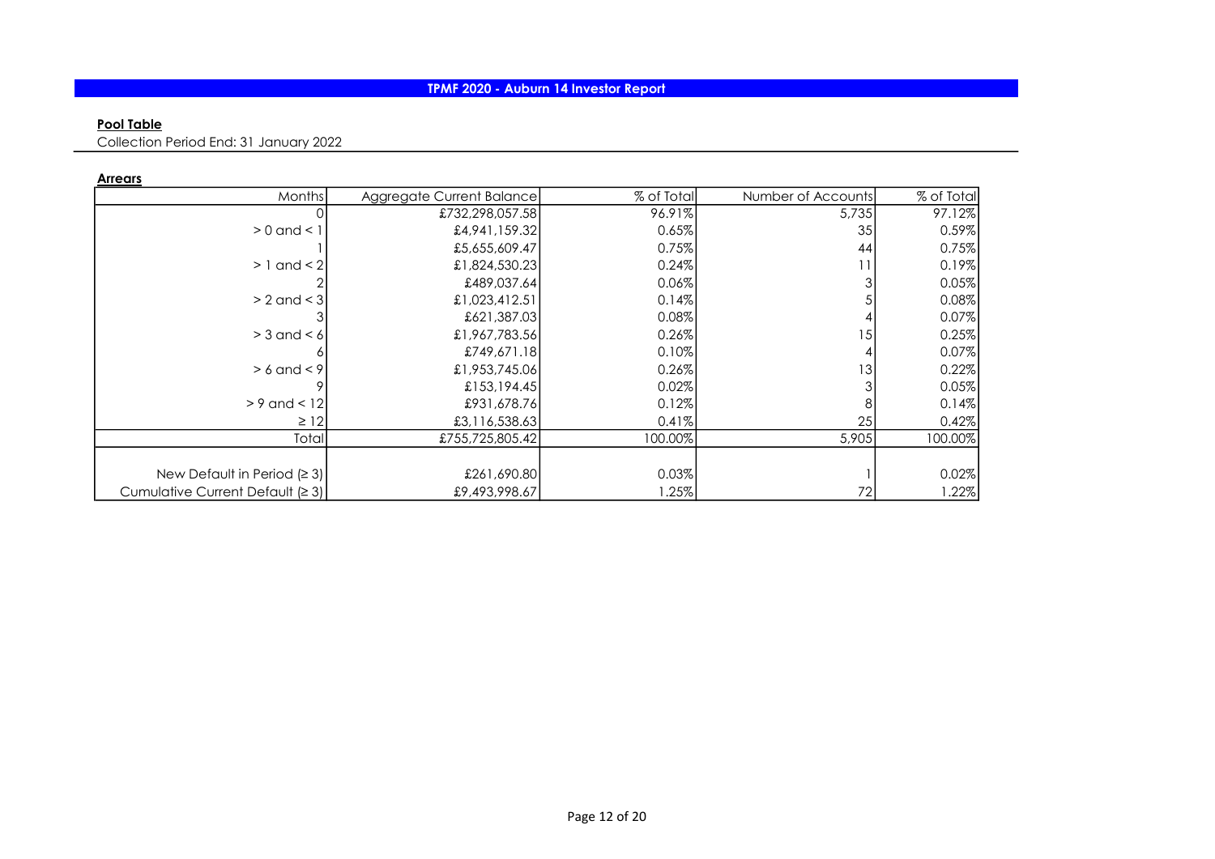## TPMF 2020 - Auburn 14 Investor Report

**Pool Table**

Collection Period End: 31 January 2022

**Arrears**

| Months | Aggregate Current Balance | % of Total | Number of Accounts | % of Total |
|---|---|---|---|---|
| 0 | £732,298,057.58 | 96.91% | 5,735 | 97.12% |
| > 0 and < 1 | £4,941,159.32 | 0.65% | 35 | 0.59% |
| 1 | £5,655,609.47 | 0.75% | 44 | 0.75% |
| > 1 and < 2 | £1,824,530.23 | 0.24% | 11 | 0.19% |
| 2 | £489,037.64 | 0.06% | 3 | 0.05% |
| > 2 and < 3 | £1,023,412.51 | 0.14% | 5 | 0.08% |
| 3 | £621,387.03 | 0.08% | 4 | 0.07% |
| > 3 and < 6 | £1,967,783.56 | 0.26% | 15 | 0.25% |
| 6 | £749,671.18 | 0.10% | 4 | 0.07% |
| > 6 and < 9 | £1,953,745.06 | 0.26% | 13 | 0.22% |
| 9 | £153,194.45 | 0.02% | 3 | 0.05% |
| > 9 and < 12 | £931,678.76 | 0.12% | 8 | 0.14% |
| ≥ 12 | £3,116,538.63 | 0.41% | 25 | 0.42% |
| Total | £755,725,805.42 | 100.00% | 5,905 | 100.00% |
| | | | | |
| New Default in Period (≥ 3) | £261,690.80 | 0.03% | 1 | 0.02% |
| Cumulative Current Default (≥ 3) | £9,493,998.67 | 1.25% | 72 | 1.22% |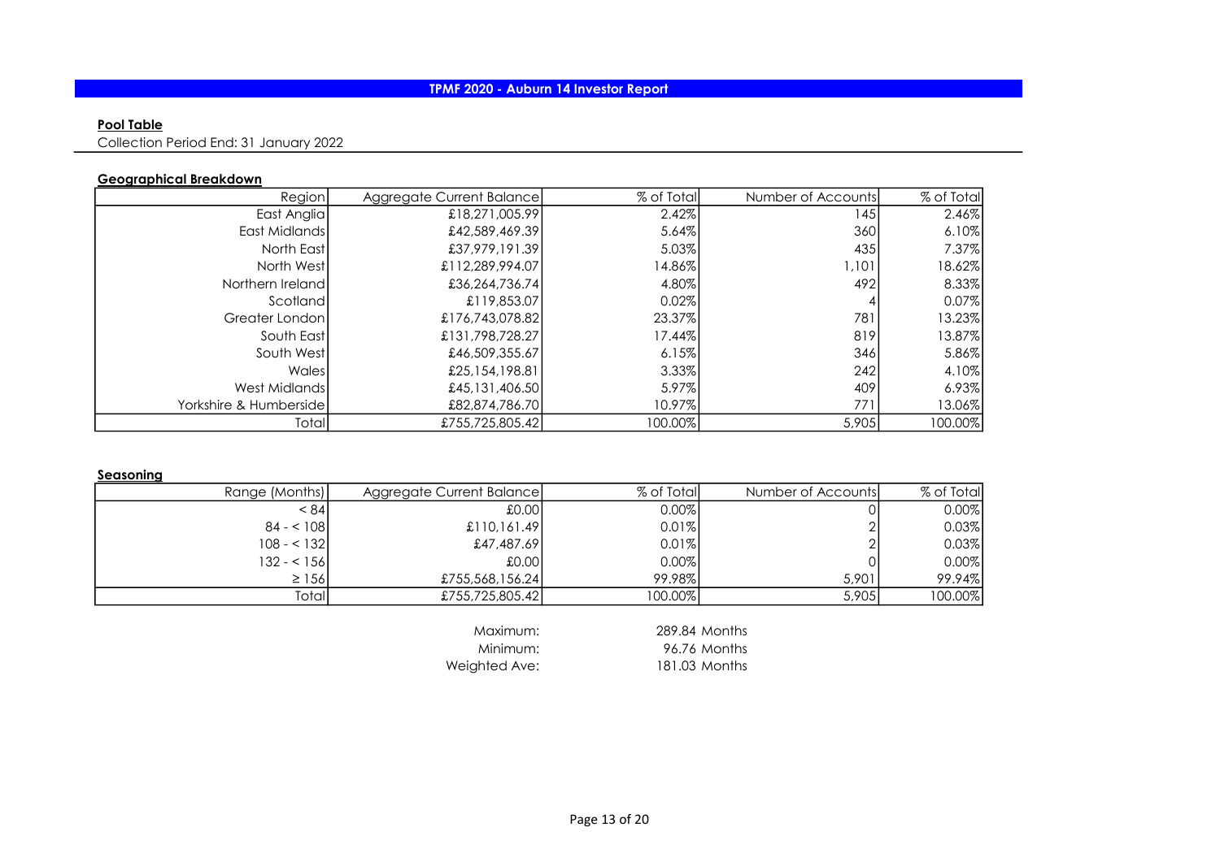# TPMF 2020 - Auburn 14 Investor Report

**Pool Table**

Collection Period End: 31 January 2022

**Geographical Breakdown**

| Region | Aggregate Current Balance | % of Total | Number of Accounts | % of Total |
|---|---|---|---|---|
| East Anglia | £18,271,005.99 | 2.42% | 145 | 2.46% |
| East Midlands | £42,589,469.39 | 5.64% | 360 | 6.10% |
| North East | £37,979,191.39 | 5.03% | 435 | 7.37% |
| North West | £112,289,994.07 | 14.86% | 1,101 | 18.62% |
| Northern Ireland | £36,264,736.74 | 4.80% | 492 | 8.33% |
| Scotland | £119,853.07 | 0.02% | 4 | 0.07% |
| Greater London | £176,743,078.82 | 23.37% | 781 | 13.23% |
| South East | £131,798,728.27 | 17.44% | 819 | 13.87% |
| South West | £46,509,355.67 | 6.15% | 346 | 5.86% |
| Wales | £25,154,198.81 | 3.33% | 242 | 4.10% |
| West Midlands | £45,131,406.50 | 5.97% | 409 | 6.93% |
| Yorkshire & Humberside | £82,874,786.70 | 10.97% | 771 | 13.06% |
| Total | £755,725,805.42 | 100.00% | 5,905 | 100.00% |

**Seasoning**

| Range (Months) | Aggregate Current Balance | % of Total | Number of Accounts | % of Total |
|---|---|---|---|---|
| < 84 | £0.00 | 0.00% | 0 | 0.00% |
| 84 - < 108 | £110,161.49 | 0.01% | 2 | 0.03% |
| 108 - < 132 | £47,487.69 | 0.01% | 2 | 0.03% |
| 132 - < 156 | £0.00 | 0.00% | 0 | 0.00% |
| ≥ 156 | £755,568,156.24 | 99.98% | 5,901 | 99.94% |
| Total | £755,725,805.42 | 100.00% | 5,905 | 100.00% |

| | |
|---|---|
| Maximum: | 289.84 Months |
| Minimum: | 96.76 Months |
| Weighted Ave: | 181.03 Months |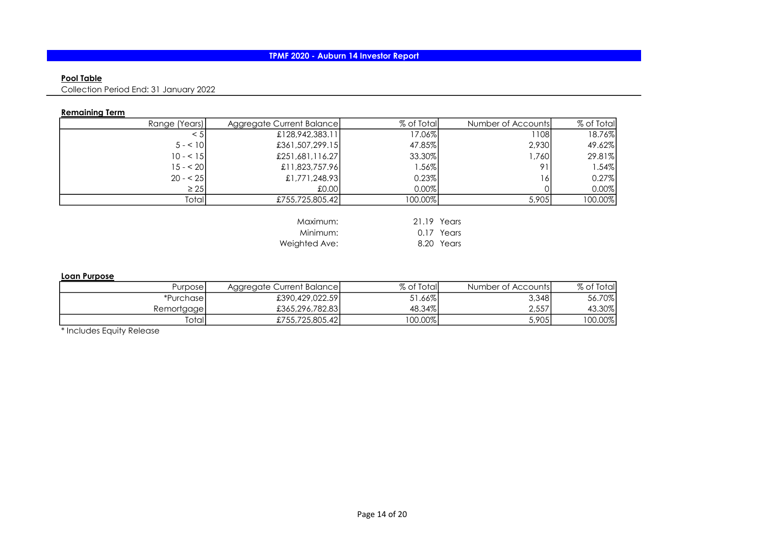# TPMF 2020 - Auburn 14 Investor Report

**Pool Table**

Collection Period End: 31 January 2022

**Remaining Term**

| Range (Years) | Aggregate Current Balance | % of Total | Number of Accounts | % of Total |
|---|---|---|---|---|
| < 5 | £128,942,383.11 | 17.06% | 1108 | 18.76% |
| 5 - < 10 | £361,507,299.15 | 47.85% | 2,930 | 49.62% |
| 10 - < 15 | £251,681,116.27 | 33.30% | 1,760 | 29.81% |
| 15 - < 20 | £11,823,757.96 | 1.56% | 91 | 1.54% |
| 20 - < 25 | £1,771,248.93 | 0.23% | 16 | 0.27% |
| ≥ 25 | £0.00 | 0.00% | 0 | 0.00% |
| Total | £755,725,805.42 | 100.00% | 5,905 | 100.00% |

| | |
|---|---|
| Maximum: | 21.19 Years |
| Minimum: | 0.17 Years |
| Weighted Ave: | 8.20 Years |

**Loan Purpose**

| Purpose | Aggregate Current Balance | % of Total | Number of Accounts | % of Total |
|---|---|---|---|---|
| *Purchase | £390,429,022.59 | 51.66% | 3,348 | 56.70% |
| Remortgage | £365,296,782.83 | 48.34% | 2,557 | 43.30% |
| Total | £755,725,805.42 | 100.00% | 5,905 | 100.00% |

* Includes Equity Release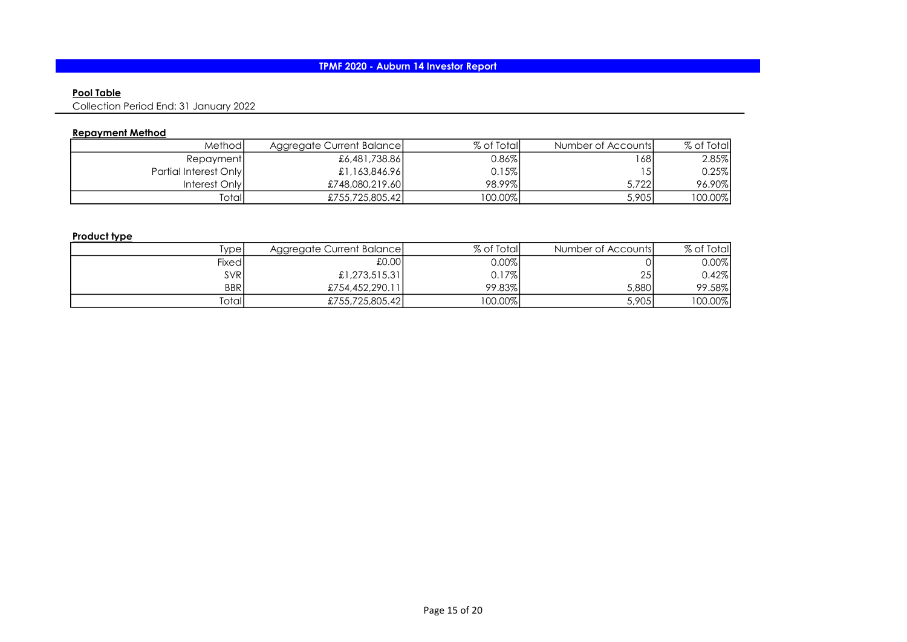# TPMF 2020 - Auburn 14 Investor Report

## Pool Table

Collection Period End: 31 January 2022

### Repayment Method

| Method | Aggregate Current Balance | % of Total | Number of Accounts | % of Total |
|---|---|---|---|---|
| Repayment | £6,481,738.86 | 0.86% | 168 | 2.85% |
| Partial Interest Only | £1,163,846.96 | 0.15% | 15 | 0.25% |
| Interest Only | £748,080,219.60 | 98.99% | 5,722 | 96.90% |
| Total | £755,725,805.42 | 100.00% | 5,905 | 100.00% |

### Product type

| Type | Aggregate Current Balance | % of Total | Number of Accounts | % of Total |
|---|---|---|---|---|
| Fixed | £0.00 | 0.00% | 0 | 0.00% |
| SVR | £1,273,515.31 | 0.17% | 25 | 0.42% |
| BBR | £754,452,290.11 | 99.83% | 5,880 | 99.58% |
| Total | £755,725,805.42 | 100.00% | 5,905 | 100.00% |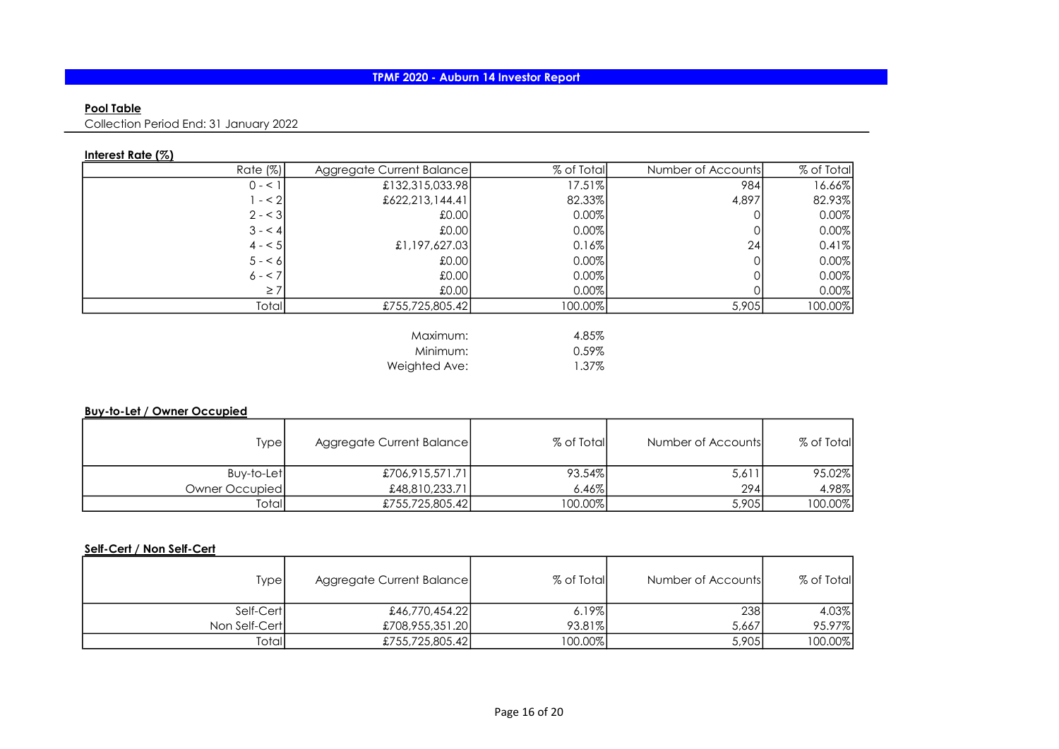# TPMF 2020 - Auburn 14 Investor Report

## Pool Table

Collection Period End: 31 January 2022

### Interest Rate (%)

| Rate (%) | Aggregate Current Balance | % of Total | Number of Accounts | % of Total |
|---|---|---|---|---|
| 0 - < 1 | £132,315,033.98 | 17.51% | 984 | 16.66% |
| 1 - < 2 | £622,213,144.41 | 82.33% | 4,897 | 82.93% |
| 2 - < 3 | £0.00 | 0.00% | 0 | 0.00% |
| 3 - < 4 | £0.00 | 0.00% | 0 | 0.00% |
| 4 - < 5 | £1,197,627.03 | 0.16% | 24 | 0.41% |
| 5 - < 6 | £0.00 | 0.00% | 0 | 0.00% |
| 6 - < 7 | £0.00 | 0.00% | 0 | 0.00% |
| ≥ 7 | £0.00 | 0.00% | 0 | 0.00% |
| Total | £755,725,805.42 | 100.00% | 5,905 | 100.00% |

| | |
|---|---|
| Maximum: | 4.85% |
| Minimum: | 0.59% |
| Weighted Ave: | 1.37% |

### Buy-to-Let / Owner Occupied

| Type | Aggregate Current Balance | % of Total | Number of Accounts | % of Total |
|---|---|---|---|---|
| Buy-to-Let | £706,915,571.71 | 93.54% | 5,611 | 95.02% |
| Owner Occupied | £48,810,233.71 | 6.46% | 294 | 4.98% |
| Total | £755,725,805.42 | 100.00% | 5,905 | 100.00% |

### Self-Cert / Non Self-Cert

| Type | Aggregate Current Balance | % of Total | Number of Accounts | % of Total |
|---|---|---|---|---|
| Self-Cert | £46,770,454.22 | 6.19% | 238 | 4.03% |
| Non Self-Cert | £708,955,351.20 | 93.81% | 5,667 | 95.97% |
| Total | £755,725,805.42 | 100.00% | 5,905 | 100.00% |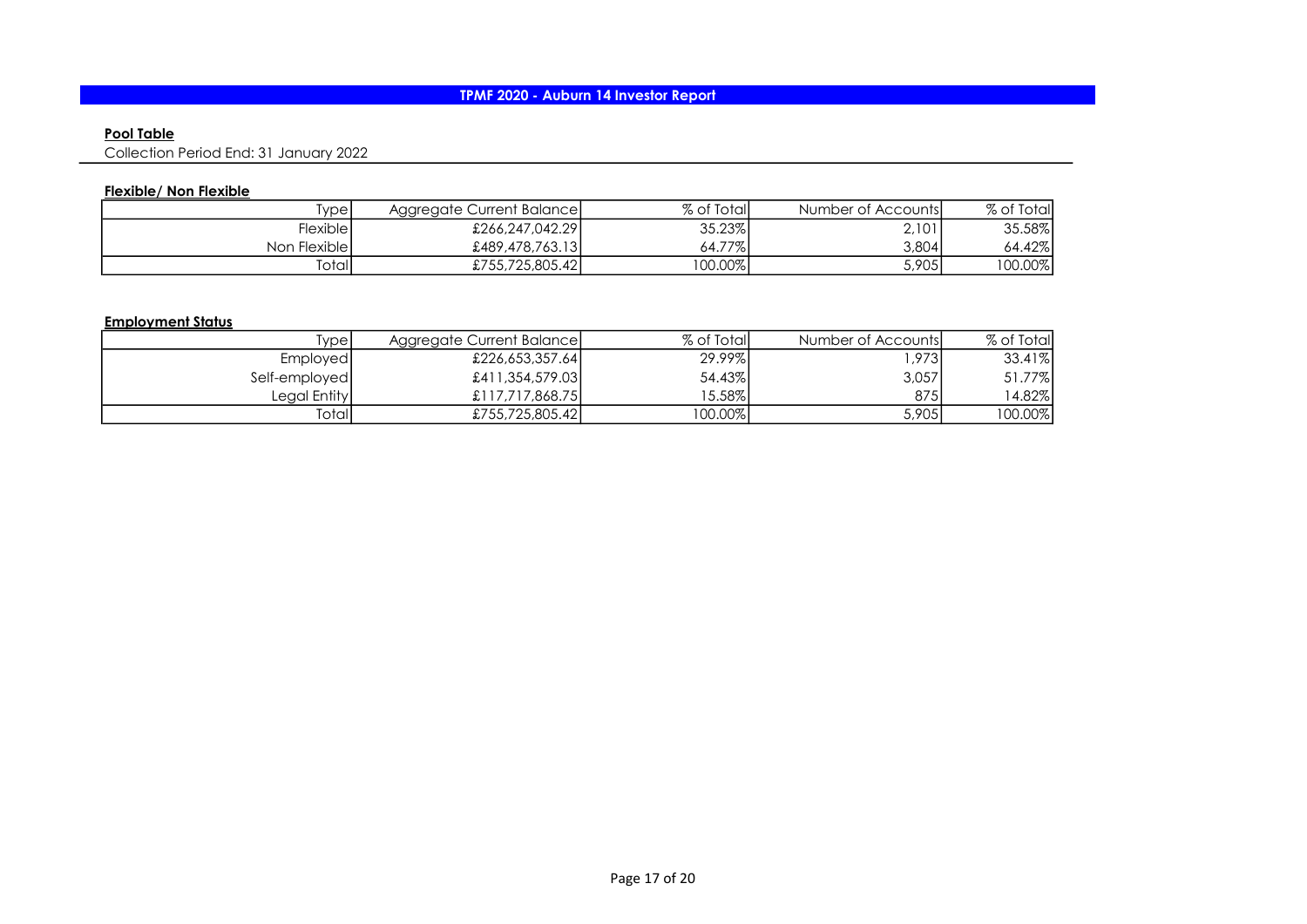# TPMF 2020 - Auburn 14 Investor Report

## Pool Table

Collection Period End: 31 January 2022

### Flexible/ Non Flexible

| Type | Aggregate Current Balance | % of Total | Number of Accounts | % of Total |
|---|---|---|---|---|
| Flexible | £266,247,042.29 | 35.23% | 2,101 | 35.58% |
| Non Flexible | £489,478,763.13 | 64.77% | 3,804 | 64.42% |
| Total | £755,725,805.42 | 100.00% | 5,905 | 100.00% |

### Employment Status

| Type | Aggregate Current Balance | % of Total | Number of Accounts | % of Total |
|---|---|---|---|---|
| Employed | £226,653,357.64 | 29.99% | 1,973 | 33.41% |
| Self-employed | £411,354,579.03 | 54.43% | 3,057 | 51.77% |
| Legal Entity | £117,717,868.75 | 15.58% | 875 | 14.82% |
| Total | £755,725,805.42 | 100.00% | 5,905 | 100.00% |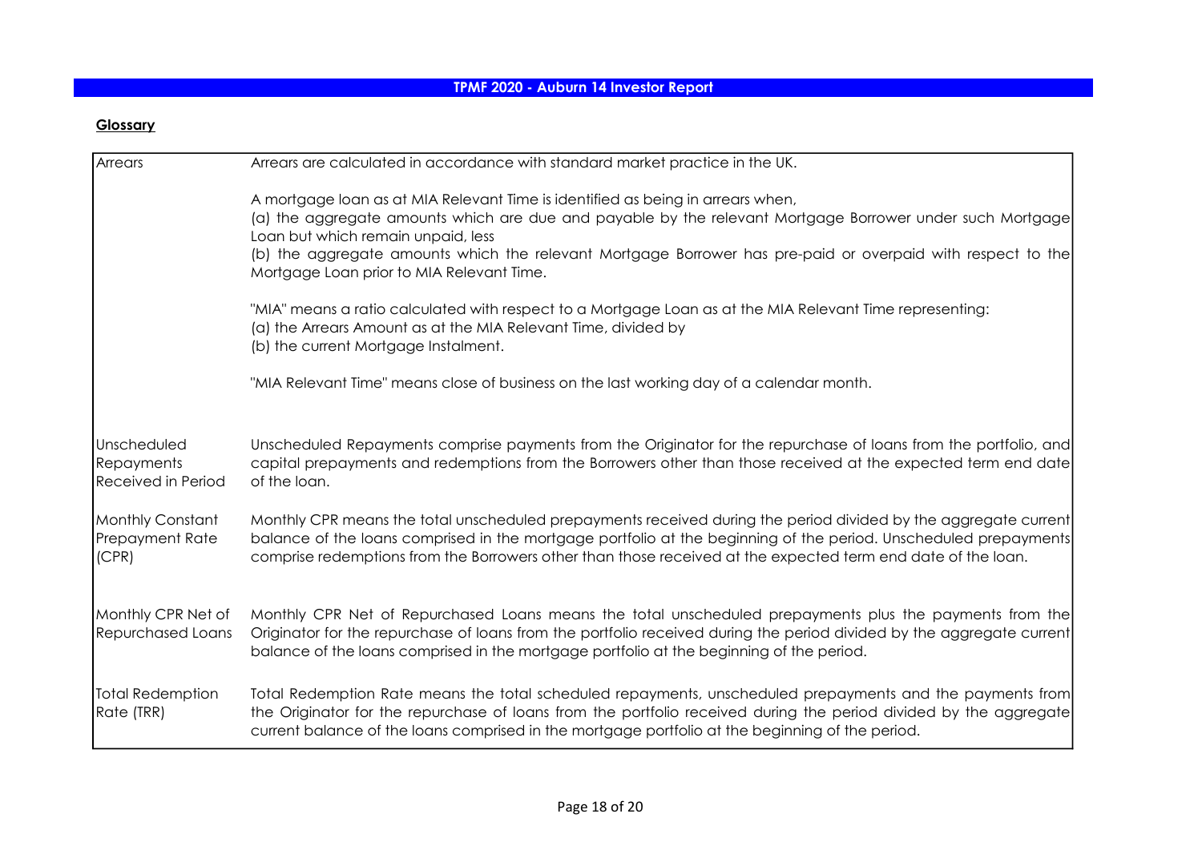## TPMF 2020 - Auburn 14 Investor Report

**Glossary**

| | |
|---|---|
| Arrears | Arrears are calculated in accordance with standard market practice in the UK.<br><br>A mortgage loan as at MIA Relevant Time is identified as being in arrears when,<br>(a) the aggregate amounts which are due and payable by the relevant Mortgage Borrower under such Mortgage Loan but which remain unpaid, less<br>(b) the aggregate amounts which the relevant Mortgage Borrower has pre-paid or overpaid with respect to the Mortgage Loan prior to MIA Relevant Time.<br><br>"MIA" means a ratio calculated with respect to a Mortgage Loan as at the MIA Relevant Time representing:<br>(a) the Arrears Amount as at the MIA Relevant Time, divided by<br>(b) the current Mortgage Instalment.<br><br>"MIA Relevant Time" means close of business on the last working day of a calendar month. |
| Unscheduled Repayments Received in Period | Unscheduled Repayments comprise payments from the Originator for the repurchase of loans from the portfolio, and capital prepayments and redemptions from the Borrowers other than those received at the expected term end date of the loan. |
| Monthly Constant Prepayment Rate (CPR) | Monthly CPR means the total unscheduled prepayments received during the period divided by the aggregate current balance of the loans comprised in the mortgage portfolio at the beginning of the period. Unscheduled prepayments comprise redemptions from the Borrowers other than those received at the expected term end date of the loan. |
| Monthly CPR Net of Repurchased Loans | Monthly CPR Net of Repurchased Loans means the total unscheduled prepayments plus the payments from the Originator for the repurchase of loans from the portfolio received during the period divided by the aggregate current balance of the loans comprised in the mortgage portfolio at the beginning of the period. |
| Total Redemption Rate (TRR) | Total Redemption Rate means the total scheduled repayments, unscheduled prepayments and the payments from the Originator for the repurchase of loans from the portfolio received during the period divided by the aggregate current balance of the loans comprised in the mortgage portfolio at the beginning of the period. |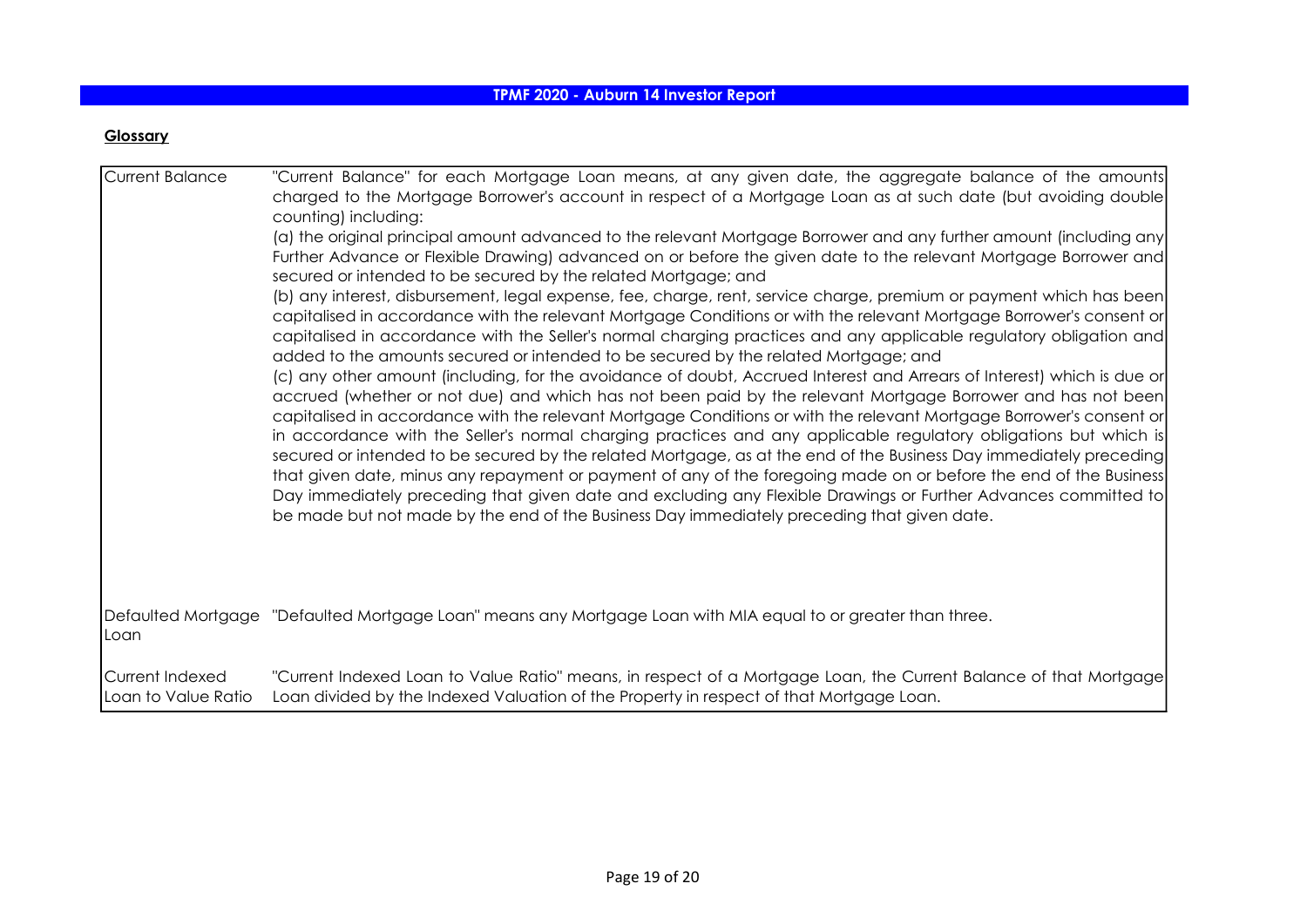**TPMF 2020 - Auburn 14 Investor Report**

**Glossary**

| | |
|---|---|
| Current Balance | "Current Balance" for each Mortgage Loan means, at any given date, the aggregate balance of the amounts charged to the Mortgage Borrower's account in respect of a Mortgage Loan as at such date (but avoiding double counting) including:<br>(a) the original principal amount advanced to the relevant Mortgage Borrower and any further amount (including any Further Advance or Flexible Drawing) advanced on or before the given date to the relevant Mortgage Borrower and secured or intended to be secured by the related Mortgage; and<br>(b) any interest, disbursement, legal expense, fee, charge, rent, service charge, premium or payment which has been capitalised in accordance with the relevant Mortgage Conditions or with the relevant Mortgage Borrower's consent or capitalised in accordance with the Seller's normal charging practices and any applicable regulatory obligation and added to the amounts secured or intended to be secured by the related Mortgage; and<br>(c) any other amount (including, for the avoidance of doubt, Accrued Interest and Arrears of Interest) which is due or accrued (whether or not due) and which has not been paid by the relevant Mortgage Borrower and has not been capitalised in accordance with the relevant Mortgage Conditions or with the relevant Mortgage Borrower's consent or in accordance with the Seller's normal charging practices and any applicable regulatory obligations but which is secured or intended to be secured by the related Mortgage, as at the end of the Business Day immediately preceding that given date, minus any repayment or payment of any of the foregoing made on or before the end of the Business Day immediately preceding that given date and excluding any Flexible Drawings or Further Advances committed to be made but not made by the end of the Business Day immediately preceding that given date. |
| Defaulted Mortgage Loan | "Defaulted Mortgage Loan" means any Mortgage Loan with MIA equal to or greater than three. |
| Current Indexed Loan to Value Ratio | "Current Indexed Loan to Value Ratio" means, in respect of a Mortgage Loan, the Current Balance of that Mortgage Loan divided by the Indexed Valuation of the Property in respect of that Mortgage Loan. |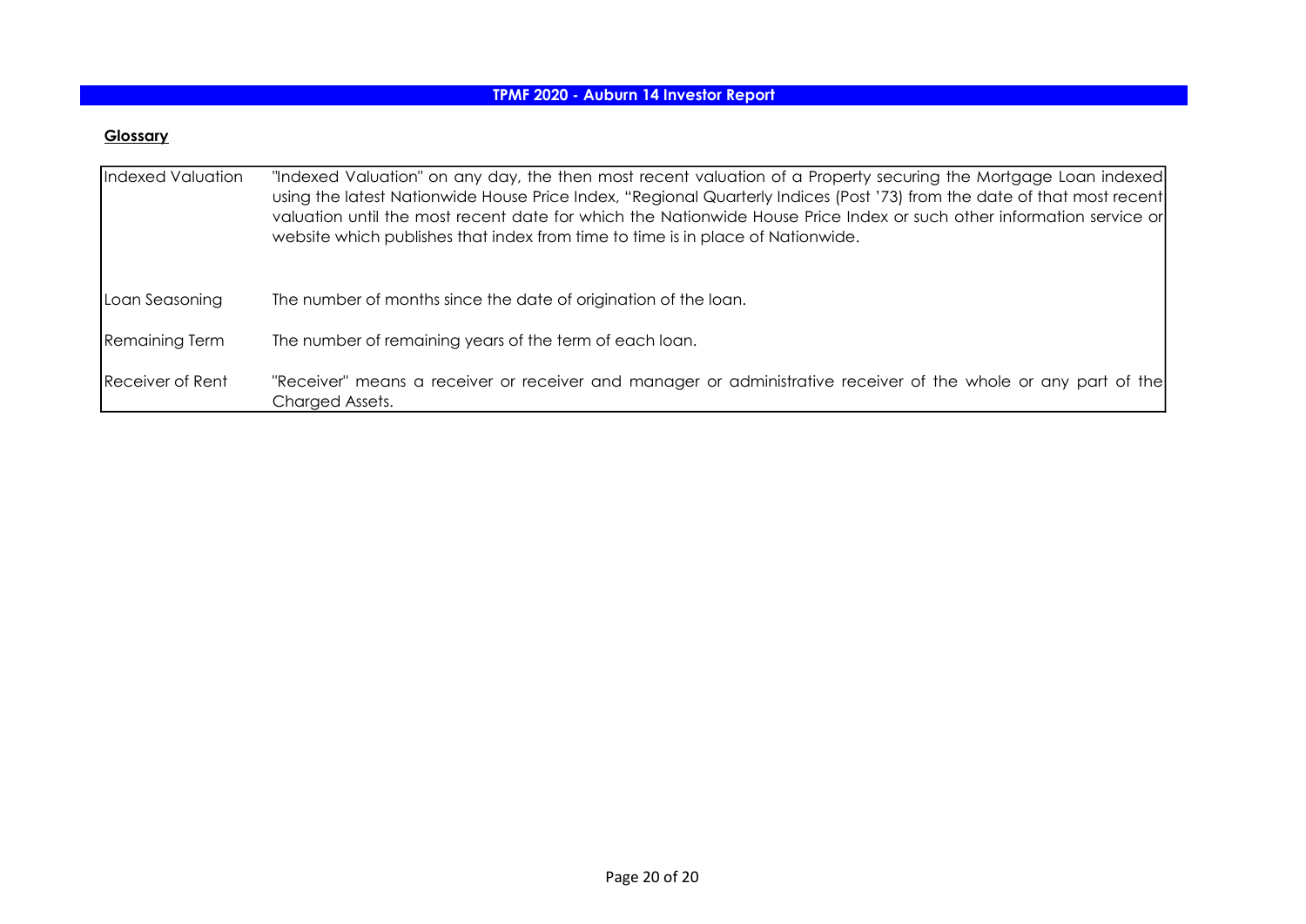## TPMF 2020 - Auburn 14 Investor Report

**Glossary**

| | |
|---|---|
| Indexed Valuation | "Indexed Valuation" on any day, the then most recent valuation of a Property securing the Mortgage Loan indexed using the latest Nationwide House Price Index, "Regional Quarterly Indices (Post '73) from the date of that most recent valuation until the most recent date for which the Nationwide House Price Index or such other information service or website which publishes that index from time to time is in place of Nationwide. |
| Loan Seasoning | The number of months since the date of origination of the loan. |
| Remaining Term | The number of remaining years of the term of each loan. |
| Receiver of Rent | "Receiver" means a receiver or receiver and manager or administrative receiver of the whole or any part of the Charged Assets. |